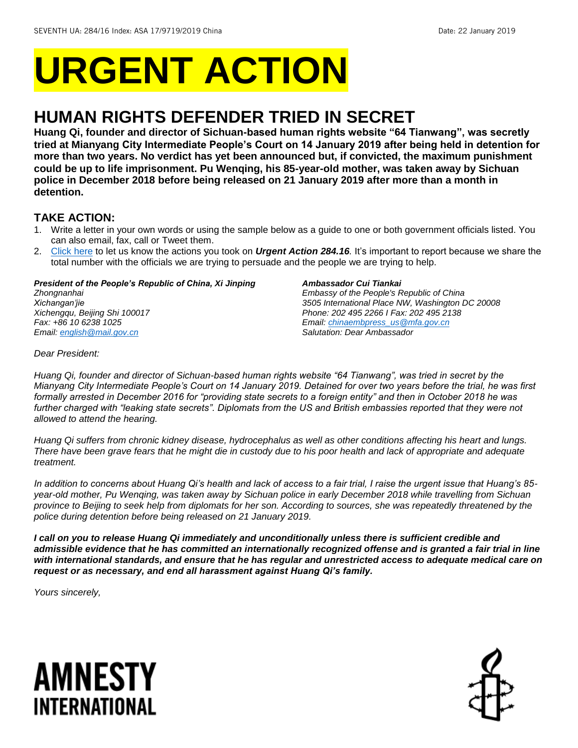SEVENTH UA: 284/16 Index: ASA 17/9719/2019 China Date: 22 January 2019

# URGENT ACTION

## HUMAN RIGHTS DEFENDER TRIED IN SECRET

**Huang Qi, founder and director of Sichuan-based human rights website "64 Tianwang", was secretly tried at Mianyang City Intermediate People's Court on 14 January 2019 after being held in detention for more than two years. No verdict has yet been announced but, if convicted, the maximum punishment could be up to life imprisonment. Pu Wenqing, his 85-year-old mother, was taken away by Sichuan police in December 2018 before being released on 21 January 2019 after more than a month in detention.**

### TAKE ACTION:

1. Write a letter in your own words or using the sample below as a guide to one or both government officials listed. You can also email, fax, call or Tweet them.
2. Click here to let us know the actions you took on ***Urgent Action 284.16***. It's important to report because we share the total number with the officials we are trying to persuade and the people we are trying to help.

***President of the People's Republic of China, Xi Jinping***
*Zhongnanhai*
*Xichangan'jie*
*Xichengqu, Beijing Shi 100017*
*Fax: +86 10 6238 1025*
*Email: english@mail.gov.cn*

***Ambassador Cui Tiankai***
*Embassy of the People's Republic of China*
*3505 International Place NW, Washington DC 20008*
*Phone: 202 495 2266 I Fax: 202 495 2138*
*Email: chinaembpress_us@mfa.gov.cn*
*Salutation: Dear Ambassador*

*Dear President:*

*Huang Qi, founder and director of Sichuan-based human rights website "64 Tianwang", was tried in secret by the Mianyang City Intermediate People's Court on 14 January 2019. Detained for over two years before the trial, he was first formally arrested in December 2016 for "providing state secrets to a foreign entity" and then in October 2018 he was further charged with "leaking state secrets". Diplomats from the US and British embassies reported that they were not allowed to attend the hearing.*

*Huang Qi suffers from chronic kidney disease, hydrocephalus as well as other conditions affecting his heart and lungs. There have been grave fears that he might die in custody due to his poor health and lack of appropriate and adequate treatment.*

*In addition to concerns about Huang Qi's health and lack of access to a fair trial, I raise the urgent issue that Huang's 85-year-old mother, Pu Wenqing, was taken away by Sichuan police in early December 2018 while travelling from Sichuan province to Beijing to seek help from diplomats for her son. According to sources, she was repeatedly threatened by the police during detention before being released on 21 January 2019.*

***I call on you to release Huang Qi immediately and unconditionally unless there is sufficient credible and admissible evidence that he has committed an internationally recognized offense and is granted a fair trial in line with international standards, and ensure that he has regular and unrestricted access to adequate medical care on request or as necessary, and end all harassment against Huang Qi's family.***

*Yours sincerely,*

**AMNESTY INTERNATIONAL**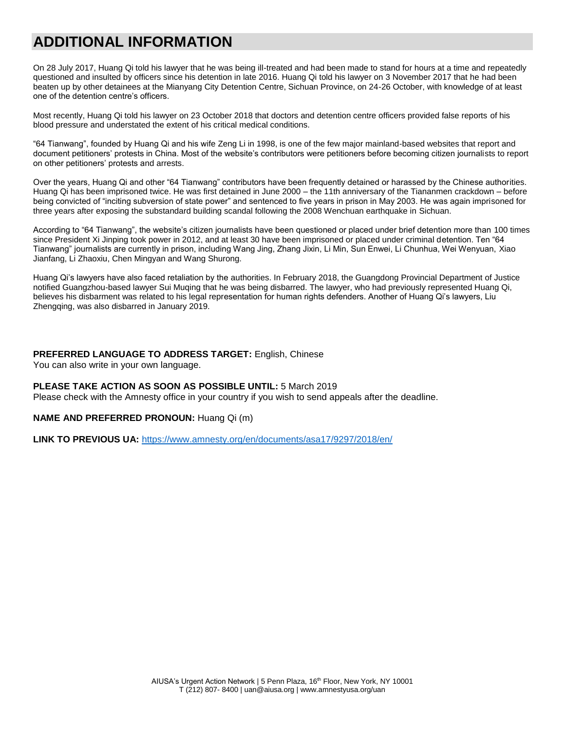# ADDITIONAL INFORMATION

On 28 July 2017, Huang Qi told his lawyer that he was being ill-treated and had been made to stand for hours at a time and repeatedly questioned and insulted by officers since his detention in late 2016. Huang Qi told his lawyer on 3 November 2017 that he had been beaten up by other detainees at the Mianyang City Detention Centre, Sichuan Province, on 24-26 October, with knowledge of at least one of the detention centre's officers.

Most recently, Huang Qi told his lawyer on 23 October 2018 that doctors and detention centre officers provided false reports of his blood pressure and understated the extent of his critical medical conditions.

"64 Tianwang", founded by Huang Qi and his wife Zeng Li in 1998, is one of the few major mainland-based websites that report and document petitioners' protests in China. Most of the website's contributors were petitioners before becoming citizen journalists to report on other petitioners' protests and arrests.

Over the years, Huang Qi and other "64 Tianwang" contributors have been frequently detained or harassed by the Chinese authorities. Huang Qi has been imprisoned twice. He was first detained in June 2000 – the 11th anniversary of the Tiananmen crackdown – before being convicted of "inciting subversion of state power" and sentenced to five years in prison in May 2003. He was again imprisoned for three years after exposing the substandard building scandal following the 2008 Wenchuan earthquake in Sichuan.

According to "64 Tianwang", the website's citizen journalists have been questioned or placed under brief detention more than 100 times since President Xi Jinping took power in 2012, and at least 30 have been imprisoned or placed under criminal detention. Ten "64 Tianwang" journalists are currently in prison, including Wang Jing, Zhang Jixin, Li Min, Sun Enwei, Li Chunhua, Wei Wenyuan, Xiao Jianfang, Li Zhaoxiu, Chen Mingyan and Wang Shurong.

Huang Qi's lawyers have also faced retaliation by the authorities. In February 2018, the Guangdong Provincial Department of Justice notified Guangzhou-based lawyer Sui Muqing that he was being disbarred. The lawyer, who had previously represented Huang Qi, believes his disbarment was related to his legal representation for human rights defenders. Another of Huang Qi's lawyers, Liu Zhengqing, was also disbarred in January 2019.

**PREFERRED LANGUAGE TO ADDRESS TARGET:** English, Chinese
You can also write in your own language.

**PLEASE TAKE ACTION AS SOON AS POSSIBLE UNTIL:** 5 March 2019
Please check with the Amnesty office in your country if you wish to send appeals after the deadline.

**NAME AND PREFERRED PRONOUN:** Huang Qi (m)

**LINK TO PREVIOUS UA:** https://www.amnesty.org/en/documents/asa17/9297/2018/en/

AIUSA's Urgent Action Network | 5 Penn Plaza, 16th Floor, New York, NY 10001
T (212) 807- 8400 | uan@aiusa.org | www.amnestyusa.org/uan